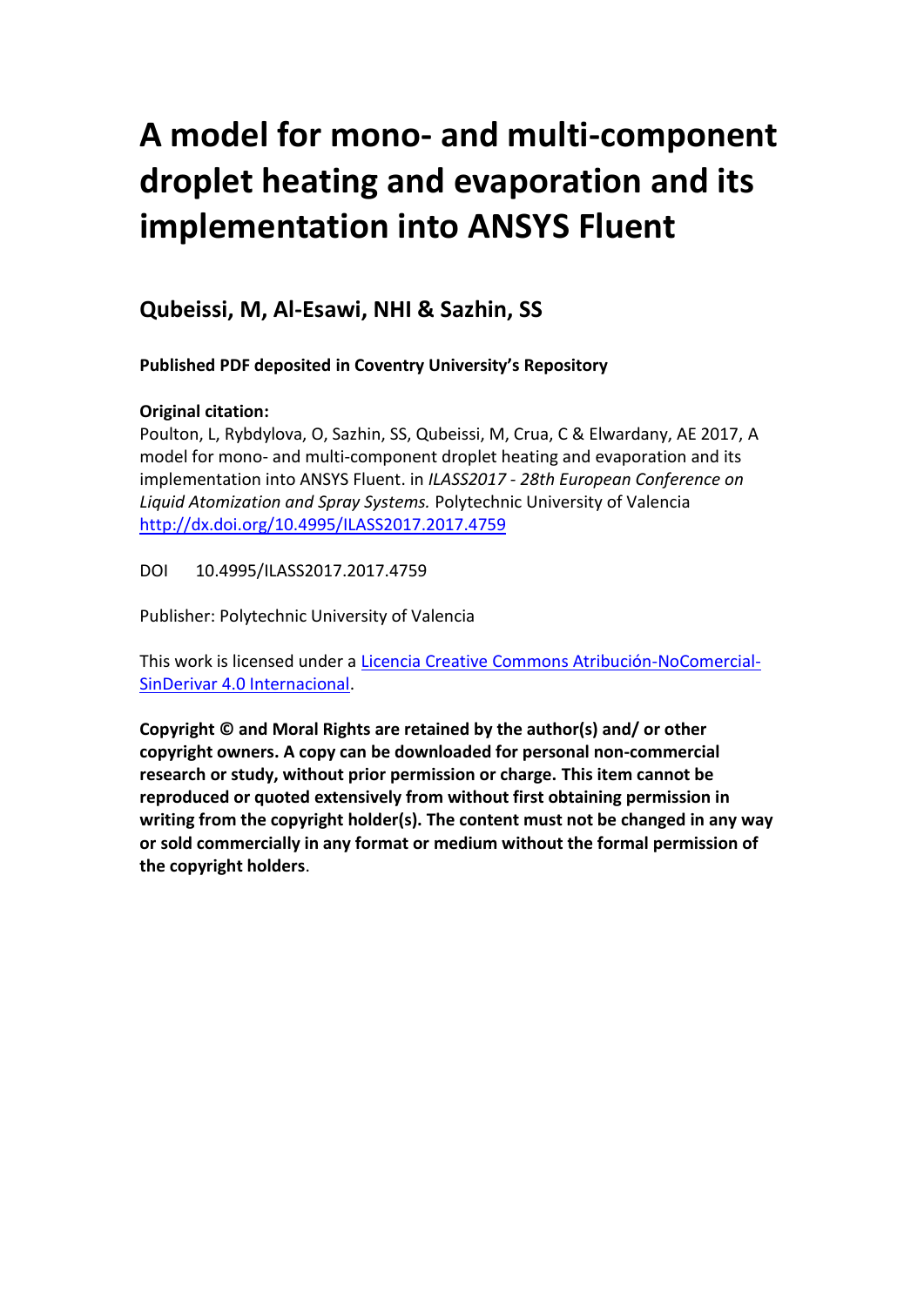# A model for mono- and multi-component droplet heating and evaporation and its implementation into ANSYS Fluent

## Qubeissi, M, Al-Esawi, NHI & Sazhin, SS

**Published PDF deposited in Coventry University's Repository**

**Original citation:**

Poulton, L, Rybdylova, O, Sazhin, SS, Qubeissi, M, Crua, C & Elwardany, AE 2017, A model for mono- and multi-component droplet heating and evaporation and its implementation into ANSYS Fluent. in *ILASS2017 - 28th European Conference on Liquid Atomization and Spray Systems.* Polytechnic University of Valencia http://dx.doi.org/10.4995/ILASS2017.2017.4759

DOI 10.4995/ILASS2017.2017.4759

Publisher: Polytechnic University of Valencia

This work is licensed under a Licencia Creative Commons Atribución-NoComercial-SinDerivar 4.0 Internacional.

**Copyright © and Moral Rights are retained by the author(s) and/ or other copyright owners. A copy can be downloaded for personal non-commercial research or study, without prior permission or charge. This item cannot be reproduced or quoted extensively from without first obtaining permission in writing from the copyright holder(s). The content must not be changed in any way or sold commercially in any format or medium without the formal permission of the copyright holders**.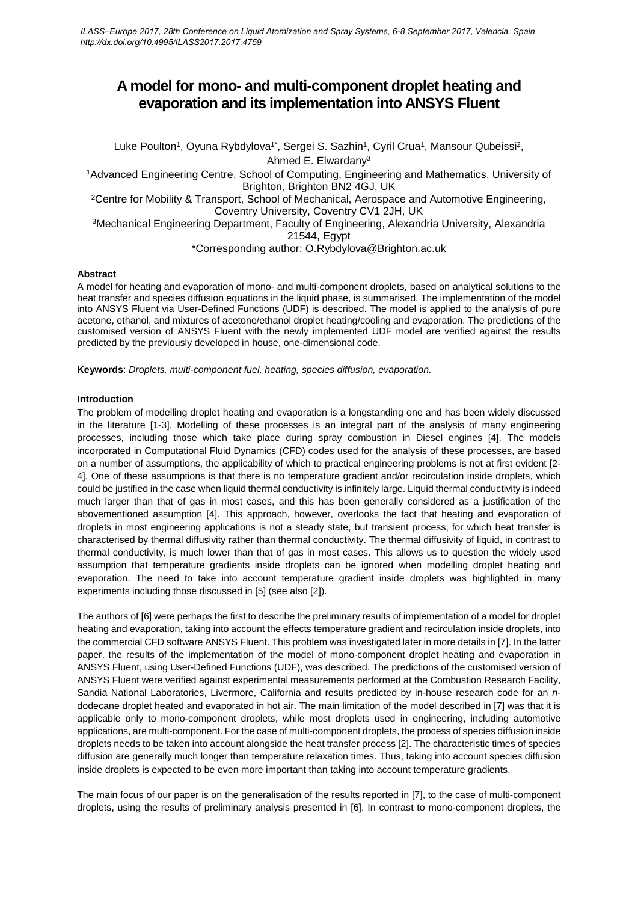# A model for mono- and multi-component droplet heating and evaporation and its implementation into ANSYS Fluent

Luke Poulton[1], Oyuna Rybdylova[1*], Sergei S. Sazhin[1], Cyril Crua[1], Mansour Qubeissi[2], Ahmed E. Elwardany[3]

[1]Advanced Engineering Centre, School of Computing, Engineering and Mathematics, University of Brighton, Brighton BN2 4GJ, UK

[2]Centre for Mobility & Transport, School of Mechanical, Aerospace and Automotive Engineering, Coventry University, Coventry CV1 2JH, UK

[3]Mechanical Engineering Department, Faculty of Engineering, Alexandria University, Alexandria 21544, Egypt

*Corresponding author: O.Rybdylova@Brighton.ac.uk

## Abstract

A model for heating and evaporation of mono- and multi-component droplets, based on analytical solutions to the heat transfer and species diffusion equations in the liquid phase, is summarised. The implementation of the model into ANSYS Fluent via User-Defined Functions (UDF) is described. The model is applied to the analysis of pure acetone, ethanol, and mixtures of acetone/ethanol droplet heating/cooling and evaporation. The predictions of the customised version of ANSYS Fluent with the newly implemented UDF model are verified against the results predicted by the previously developed in house, one-dimensional code.

**Keywords**: *Droplets, multi-component fuel, heating, species diffusion, evaporation.*

## Introduction

The problem of modelling droplet heating and evaporation is a longstanding one and has been widely discussed in the literature [1-3]. Modelling of these processes is an integral part of the analysis of many engineering processes, including those which take place during spray combustion in Diesel engines [4]. The models incorporated in Computational Fluid Dynamics (CFD) codes used for the analysis of these processes, are based on a number of assumptions, the applicability of which to practical engineering problems is not at first evident [2-4]. One of these assumptions is that there is no temperature gradient and/or recirculation inside droplets, which could be justified in the case when liquid thermal conductivity is infinitely large. Liquid thermal conductivity is indeed much larger than that of gas in most cases, and this has been generally considered as a justification of the abovementioned assumption [4]. This approach, however, overlooks the fact that heating and evaporation of droplets in most engineering applications is not a steady state, but transient process, for which heat transfer is characterised by thermal diffusivity rather than thermal conductivity. The thermal diffusivity of liquid, in contrast to thermal conductivity, is much lower than that of gas in most cases. This allows us to question the widely used assumption that temperature gradients inside droplets can be ignored when modelling droplet heating and evaporation. The need to take into account temperature gradient inside droplets was highlighted in many experiments including those discussed in [5] (see also [2]).

The authors of [6] were perhaps the first to describe the preliminary results of implementation of a model for droplet heating and evaporation, taking into account the effects temperature gradient and recirculation inside droplets, into the commercial CFD software ANSYS Fluent. This problem was investigated later in more details in [7]. In the latter paper, the results of the implementation of the model of mono-component droplet heating and evaporation in ANSYS Fluent, using User-Defined Functions (UDF), was described. The predictions of the customised version of ANSYS Fluent were verified against experimental measurements performed at the Combustion Research Facility, Sandia National Laboratories, Livermore, California and results predicted by in-house research code for an *n*-dodecane droplet heated and evaporated in hot air. The main limitation of the model described in [7] was that it is applicable only to mono-component droplets, while most droplets used in engineering, including automotive applications, are multi-component. For the case of multi-component droplets, the process of species diffusion inside droplets needs to be taken into account alongside the heat transfer process [2]. The characteristic times of species diffusion are generally much longer than temperature relaxation times. Thus, taking into account species diffusion inside droplets is expected to be even more important than taking into account temperature gradients.

The main focus of our paper is on the generalisation of the results reported in [7], to the case of multi-component droplets, using the results of preliminary analysis presented in [6]. In contrast to mono-component droplets, the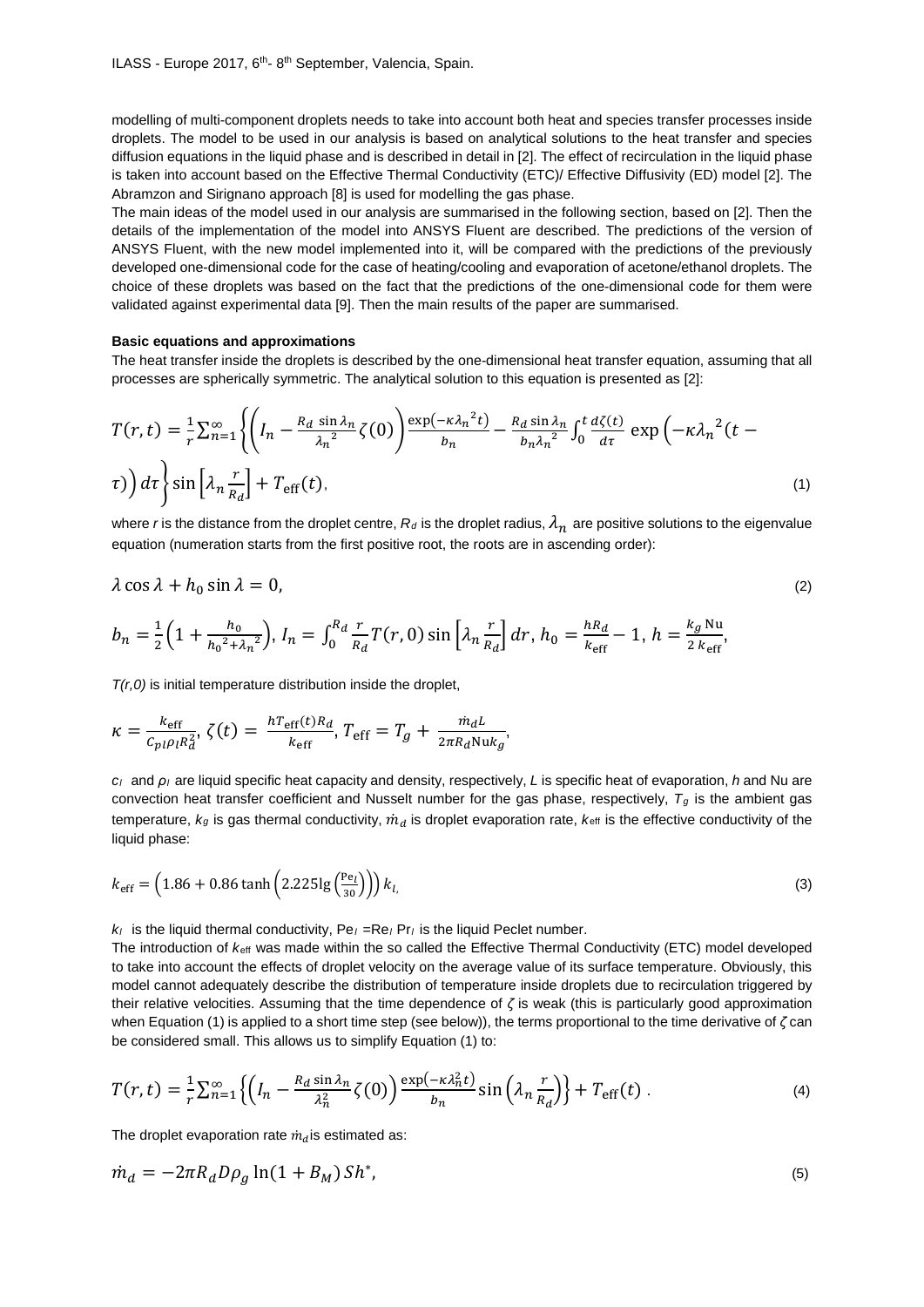modelling of multi-component droplets needs to take into account both heat and species transfer processes inside droplets. The model to be used in our analysis is based on analytical solutions to the heat transfer and species diffusion equations in the liquid phase and is described in detail in [2]. The effect of recirculation in the liquid phase is taken into account based on the Effective Thermal Conductivity (ETC)/ Effective Diffusivity (ED) model [2]. The Abramzon and Sirignano approach [8] is used for modelling the gas phase.

The main ideas of the model used in our analysis are summarised in the following section, based on [2]. Then the details of the implementation of the model into ANSYS Fluent are described. The predictions of the version of ANSYS Fluent, with the new model implemented into it, will be compared with the predictions of the previously developed one-dimensional code for the case of heating/cooling and evaporation of acetone/ethanol droplets. The choice of these droplets was based on the fact that the predictions of the one-dimensional code for them were validated against experimental data [9]. Then the main results of the paper are summarised.

**Basic equations and approximations**

The heat transfer inside the droplets is described by the one-dimensional heat transfer equation, assuming that all processes are spherically symmetric. The analytical solution to this equation is presented as [2]:

$$T(r,t) = \frac{1}{r}\sum_{n=1}^{\infty}\left\{\left(I_n - \frac{R_d \sin\lambda_n}{{\lambda_n}^2}\zeta(0)\right)\frac{\exp\left(-\kappa{\lambda_n}^2 t\right)}{b_n} - \frac{R_d \sin\lambda_n}{b_n{\lambda_n}^2}\int_0^t \frac{d\zeta(t)}{d\tau}\exp\left(-\kappa{\lambda_n}^2(t-\tau)\right)d\tau\right\}\sin\left[\lambda_n \frac{r}{R_d}\right] + T_{\text{eff}}(t), \tag{1}$$

where $r$ is the distance from the droplet centre, $R_d$ is the droplet radius, $\lambda_n$ are positive solutions to the eigenvalue equation (numeration starts from the first positive root, the roots are in ascending order):

$$\lambda\cos\lambda + h_0\sin\lambda = 0, \tag{2}$$

$$b_n = \frac{1}{2}\left(1 + \frac{h_0}{{h_0}^2 + {\lambda_n}^2}\right),\ I_n = \int_0^{R_d}\frac{r}{R_d}T(r,0)\sin\left[\lambda_n\frac{r}{R_d}\right]dr,\ h_0 = \frac{hR_d}{k_{\text{eff}}} - 1,\ h = \frac{k_g\,\text{Nu}}{2\,k_{\text{eff}}},$$

$T(r,0)$ is initial temperature distribution inside the droplet,

$$\kappa = \frac{k_{\text{eff}}}{c_{pl}\rho_l R_d^2},\ \zeta(t) = \frac{hT_{\text{eff}}(t)R_d}{k_{\text{eff}}},\ T_{\text{eff}} = T_g + \frac{\dot{m}_d L}{2\pi R_d \text{Nu} k_g},$$

$c_l$ and $\rho_l$ are liquid specific heat capacity and density, respectively, $L$ is specific heat of evaporation, $h$ and Nu are convection heat transfer coefficient and Nusselt number for the gas phase, respectively, $T_g$ is the ambient gas temperature, $k_g$ is gas thermal conductivity, $\dot{m}_d$ is droplet evaporation rate, $k_{\text{eff}}$ is the effective conductivity of the liquid phase:

$$k_{\text{eff}} = \left(1.86 + 0.86\tanh\left(2.225\lg\left(\frac{\text{Pe}_l}{30}\right)\right)\right)k_l, \tag{3}$$

$k_l$ is the liquid thermal conductivity, $\text{Pe}_l = \text{Re}_l\,\text{Pr}_l$ is the liquid Peclet number.

The introduction of $k_{\text{eff}}$ was made within the so called the Effective Thermal Conductivity (ETC) model developed to take into account the effects of droplet velocity on the average value of its surface temperature. Obviously, this model cannot adequately describe the distribution of temperature inside droplets due to recirculation triggered by their relative velocities. Assuming that the time dependence of $\zeta$ is weak (this is particularly good approximation when Equation (1) is applied to a short time step (see below)), the terms proportional to the time derivative of $\zeta$ can be considered small. This allows us to simplify Equation (1) to:

$$T(r,t) = \frac{1}{r}\sum_{n=1}^{\infty}\left\{\left(I_n - \frac{R_d\sin\lambda_n}{\lambda_n^2}\zeta(0)\right)\frac{\exp\left(-\kappa\lambda_n^2 t\right)}{b_n}\sin\left(\lambda_n\frac{r}{R_d}\right)\right\} + T_{\text{eff}}(t)\ . \tag{4}$$

The droplet evaporation rate $\dot{m}_d$ is estimated as:

$$\dot{m}_d = -2\pi R_d D\rho_g \ln(1 + B_M)\,Sh^*, \tag{5}$$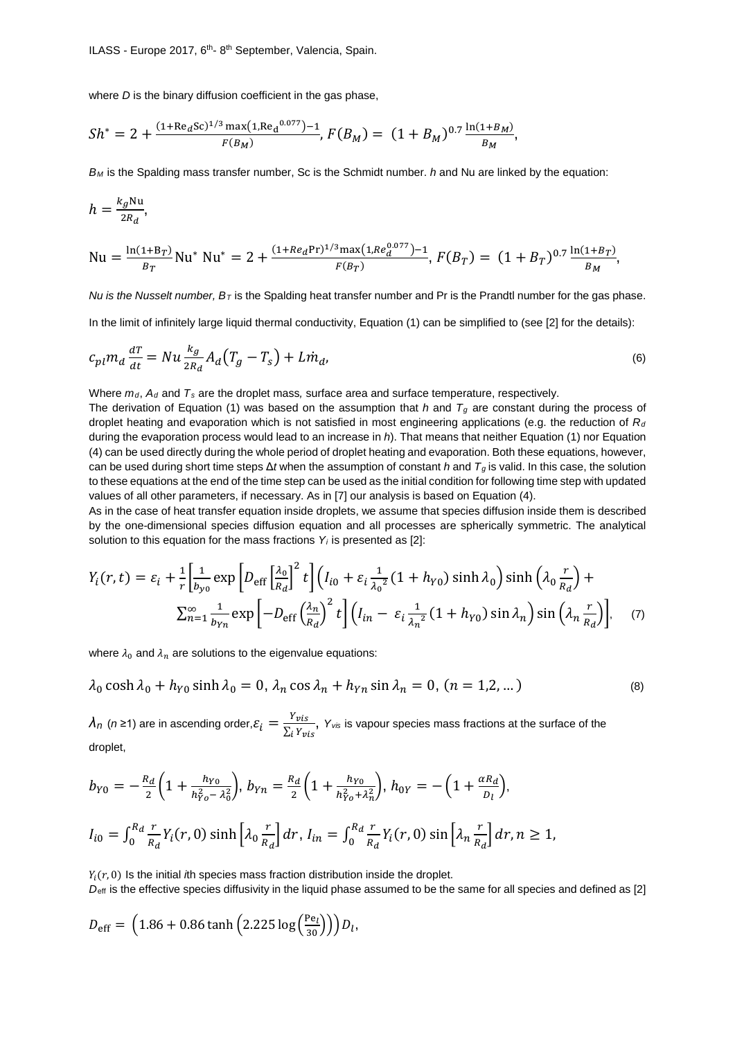where $D$ is the binary diffusion coefficient in the gas phase,

$$Sh^{*} = 2 + \frac{(1+\mathrm{Re}_d\mathrm{Sc})^{1/3}\max\left(1,\mathrm{Re_d}^{0.077}\right)-1}{F(B_M)},\ F(B_M) = \ (1+B_M)^{0.7}\frac{\ln(1+B_M)}{B_M},$$

$B_M$ is the Spalding mass transfer number, Sc is the Schmidt number. $h$ and Nu are linked by the equation:

$$h = \frac{k_g\mathrm{Nu}}{2R_d},$$

$$\mathrm{Nu} = \frac{\ln(1+\mathrm{B}_T)}{B_T}\mathrm{Nu}^{*}\ \mathrm{Nu}^{*} = 2 + \frac{(1+Re_d\mathrm{Pr})^{1/3}\max\left(1,Re_d^{0.077}\right)-1}{F(B_T)},\ F(B_T) = \ (1+B_T)^{0.7}\frac{\ln(1+B_T)}{B_M},$$

*Nu is the Nusselt number,* $B_T$ *is the Spalding heat transfer number* and Pr is the Prandtl number for the gas phase.

In the limit of infinitely large liquid thermal conductivity, Equation (1) can be simplified to (see [2] for the details):

$$c_{pl}m_d\frac{dT}{dt} = Nu\frac{k_g}{2R_d}A_d\left(T_g - T_s\right) + L\dot{m}_d, \tag{6}$$

Where $m_d$, $A_d$ and $T_s$ are the droplet mass*,* surface area and surface temperature, respectively.
The derivation of Equation (1) was based on the assumption that $h$ and $T_g$ are constant during the process of droplet heating and evaporation which is not satisfied in most engineering applications (e.g. the reduction of $R_d$ during the evaporation process would lead to an increase in $h$). That means that neither Equation (1) nor Equation (4) can be used directly during the whole period of droplet heating and evaporation. Both these equations, however, can be used during short time steps $\Delta t$ when the assumption of constant $h$ and $T_g$ is valid. In this case, the solution to these equations at the end of the time step can be used as the initial condition for following time step with updated values of all other parameters, if necessary. As in [7] our analysis is based on Equation (4).
As in the case of heat transfer equation inside droplets, we assume that species diffusion inside them is described by the one-dimensional species diffusion equation and all processes are spherically symmetric. The analytical solution to this equation for the mass fractions $Y_i$ is presented as [2]:

$$Y_i(r,t) = \varepsilon_i + \frac{1}{r}\left[\frac{1}{b_{y0}}\exp\left[D_{\mathrm{eff}}\left[\frac{\lambda_0}{R_d}\right]^2 t\right]\left(I_{i0} + \varepsilon_i\frac{1}{{\lambda_0}^2}(1+h_{Y0})\sinh\lambda_0\right)\sinh\left(\lambda_0\frac{r}{R_d}\right) + \sum_{n=1}^{\infty}\frac{1}{b_{Yn}}\exp\left[-D_{\mathrm{eff}}\left(\frac{\lambda_n}{R_d}\right)^2 t\right]\left(I_{in} - \ \varepsilon_i\frac{1}{{\lambda_n}^2}(1+h_{Y0})\sin\lambda_n\right)\sin\left(\lambda_n\frac{r}{R_d}\right)\right], \tag{7}$$

where $\lambda_0$ and $\lambda_n$ are solutions to the eigenvalue equations:

$$\lambda_0\cosh\lambda_0 + h_{Y0}\sinh\lambda_0 = 0,\ \lambda_n\cos\lambda_n + h_{Yn}\sin\lambda_n = 0,\ (n = 1,2,\dots) \tag{8}$$

$\lambda_n$ ($n$ ≥1) are in ascending order, $\varepsilon_i = \frac{Y_{vis}}{\sum_i Y_{vis}}$, $Y_{vis}$ is vapour species mass fractions at the surface of the droplet,

$$b_{Y0} = -\frac{R_d}{2}\left(1 + \frac{h_{Y0}}{h_{Yo}^2 - \lambda_0^2}\right),\ b_{Yn} = \frac{R_d}{2}\left(1 + \frac{h_{Y0}}{h_{Yo}^2 + \lambda_n^2}\right),\ h_{0Y} = -\left(1 + \frac{\alpha R_d}{D_l}\right),$$

$$I_{i0} = \int_0^{R_d}\frac{r}{R_d}Y_i(r,0)\sinh\left[\lambda_0\frac{r}{R_d}\right]dr,\ I_{in} = \int_0^{R_d}\frac{r}{R_d}Y_i(r,0)\sin\left[\lambda_n\frac{r}{R_d}\right]dr, n \geq 1,$$

$Y_i(r,0)$ Is the initial $i$th species mass fraction distribution inside the droplet.
$D_{\mathrm{eff}}$ is the effective species diffusivity in the liquid phase assumed to be the same for all species and defined as [2]

$$D_{\mathrm{eff}} = \left(1.86 + 0.86\tanh\left(2.225\log\left(\frac{\mathrm{Pe}_l}{30}\right)\right)\right)D_l,$$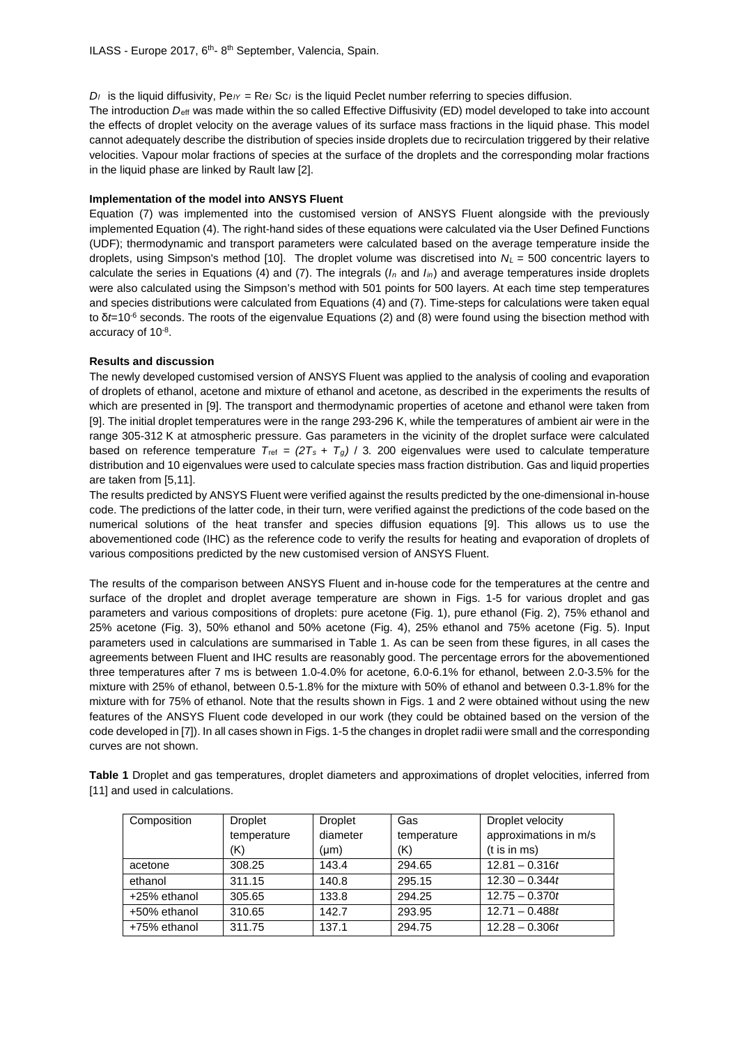$D_l$ is the liquid diffusivity, $\mathrm{Pe}_{lY} = \mathrm{Re}_l\,\mathrm{Sc}_l$ is the liquid Peclet number referring to species diffusion.

The introduction $D_{\mathrm{eff}}$ was made within the so called Effective Diffusivity (ED) model developed to take into account the effects of droplet velocity on the average values of its surface mass fractions in the liquid phase. This model cannot adequately describe the distribution of species inside droplets due to recirculation triggered by their relative velocities. Vapour molar fractions of species at the surface of the droplets and the corresponding molar fractions in the liquid phase are linked by Rault law [2].

**Implementation of the model into ANSYS Fluent**

Equation (7) was implemented into the customised version of ANSYS Fluent alongside with the previously implemented Equation (4). The right-hand sides of these equations were calculated via the User Defined Functions (UDF); thermodynamic and transport parameters were calculated based on the average temperature inside the droplets, using Simpson's method [10]. The droplet volume was discretised into $N_L$ = 500 concentric layers to calculate the series in Equations (4) and (7). The integrals ($I_n$ and $I_{in}$) and average temperatures inside droplets were also calculated using the Simpson's method with 501 points for 500 layers. At each time step temperatures and species distributions were calculated from Equations (4) and (7). Time-steps for calculations were taken equal to $\delta t = 10^{-6}$ seconds. The roots of the eigenvalue Equations (2) and (8) were found using the bisection method with accuracy of $10^{-8}$.

**Results and discussion**

The newly developed customised version of ANSYS Fluent was applied to the analysis of cooling and evaporation of droplets of ethanol, acetone and mixture of ethanol and acetone, as described in the experiments the results of which are presented in [9]. The transport and thermodynamic properties of acetone and ethanol were taken from [9]. The initial droplet temperatures were in the range 293-296 K, while the temperatures of ambient air were in the range 305-312 K at atmospheric pressure. Gas parameters in the vicinity of the droplet surface were calculated based on reference temperature $T_{\mathrm{ref}} = (2T_s + T_g) / 3$. 200 eigenvalues were used to calculate temperature distribution and 10 eigenvalues were used to calculate species mass fraction distribution. Gas and liquid properties are taken from [5,11].

The results predicted by ANSYS Fluent were verified against the results predicted by the one-dimensional in-house code. The predictions of the latter code, in their turn, were verified against the predictions of the code based on the numerical solutions of the heat transfer and species diffusion equations [9]. This allows us to use the abovementioned code (IHC) as the reference code to verify the results for heating and evaporation of droplets of various compositions predicted by the new customised version of ANSYS Fluent.

The results of the comparison between ANSYS Fluent and in-house code for the temperatures at the centre and surface of the droplet and droplet average temperature are shown in Figs. 1-5 for various droplet and gas parameters and various compositions of droplets: pure acetone (Fig. 1), pure ethanol (Fig. 2), 75% ethanol and 25% acetone (Fig. 3), 50% ethanol and 50% acetone (Fig. 4), 25% ethanol and 75% acetone (Fig. 5). Input parameters used in calculations are summarised in Table 1. As can be seen from these figures, in all cases the agreements between Fluent and IHC results are reasonably good. The percentage errors for the abovementioned three temperatures after 7 ms is between 1.0-4.0% for acetone, 6.0-6.1% for ethanol, between 2.0-3.5% for the mixture with 25% of ethanol, between 0.5-1.8% for the mixture with 50% of ethanol and between 0.3-1.8% for the mixture with for 75% of ethanol. Note that the results shown in Figs. 1 and 2 were obtained without using the new features of the ANSYS Fluent code developed in our work (they could be obtained based on the version of the code developed in [7]). In all cases shown in Figs. 1-5 the changes in droplet radii were small and the corresponding curves are not shown.

**Table 1** Droplet and gas temperatures, droplet diameters and approximations of droplet velocities, inferred from [11] and used in calculations.

| Composition | Droplet temperature (K) | Droplet diameter (μm) | Gas temperature (K) | Droplet velocity approximations in m/s ($t$ is in ms) |
|---|---|---|---|---|
| acetone | 308.25 | 143.4 | 294.65 | $12.81 - 0.316t$ |
| ethanol | 311.15 | 140.8 | 295.15 | $12.30 - 0.344t$ |
| +25% ethanol | 305.65 | 133.8 | 294.25 | $12.75 - 0.370t$ |
| +50% ethanol | 310.65 | 142.7 | 293.95 | $12.71 - 0.488t$ |
| +75% ethanol | 311.75 | 137.1 | 294.75 | $12.28 - 0.306t$ |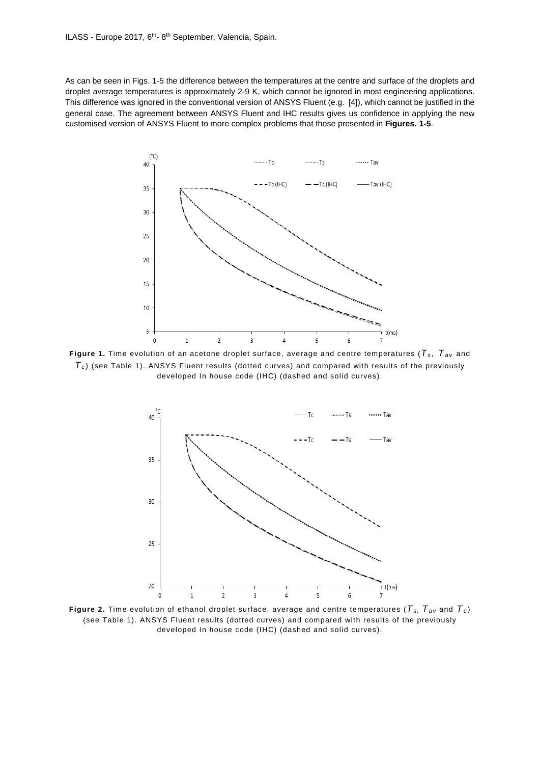As can be seen in Figs. 1-5 the difference between the temperatures at the centre and surface of the droplets and droplet average temperatures is approximately 2-9 K, which cannot be ignored in most engineering applications. This difference was ignored in the conventional version of ANSYS Fluent (e.g. [4]), which cannot be justified in the general case. The agreement between ANSYS Fluent and IHC results gives us confidence in applying the new customised version of ANSYS Fluent to more complex problems that those presented in **Figures. 1-5**.

**Figure 1.** Time evolution of an acetone droplet surface, average and centre temperatures ($T_s$, $T_{av}$ and $T_c$) (see Table 1). ANSYS Fluent results (dotted curves) and compared with results of the previously developed In house code (IHC) (dashed and solid curves).

**Figure 2.** Time evolution of ethanol droplet surface, average and centre temperatures ($T_s$, $T_{av}$ and $T_c$) (see Table 1). ANSYS Fluent results (dotted curves) and compared with results of the previously developed In house code (IHC) (dashed and solid curves).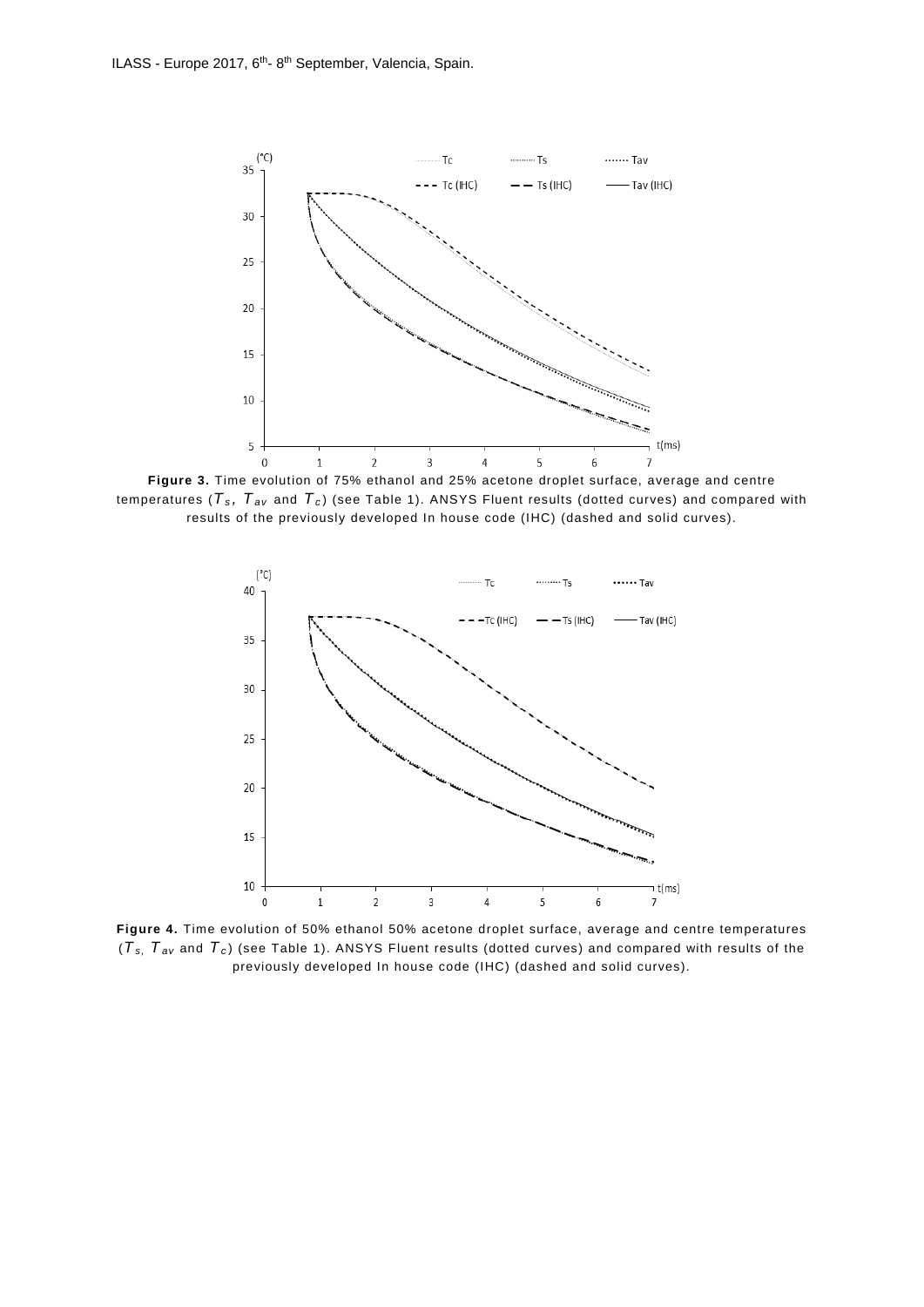**Figure 3.** Time evolution of 75% ethanol and 25% acetone droplet surface, average and centre temperatures ($T_s$, $T_{av}$ and $T_c$) (see Table 1). ANSYS Fluent results (dotted curves) and compared with results of the previously developed In house code (IHC) (dashed and solid curves).

**Figure 4.** Time evolution of 50% ethanol 50% acetone droplet surface, average and centre temperatures ($T_s$, $T_{av}$ and $T_c$) (see Table 1). ANSYS Fluent results (dotted curves) and compared with results of the previously developed In house code (IHC) (dashed and solid curves).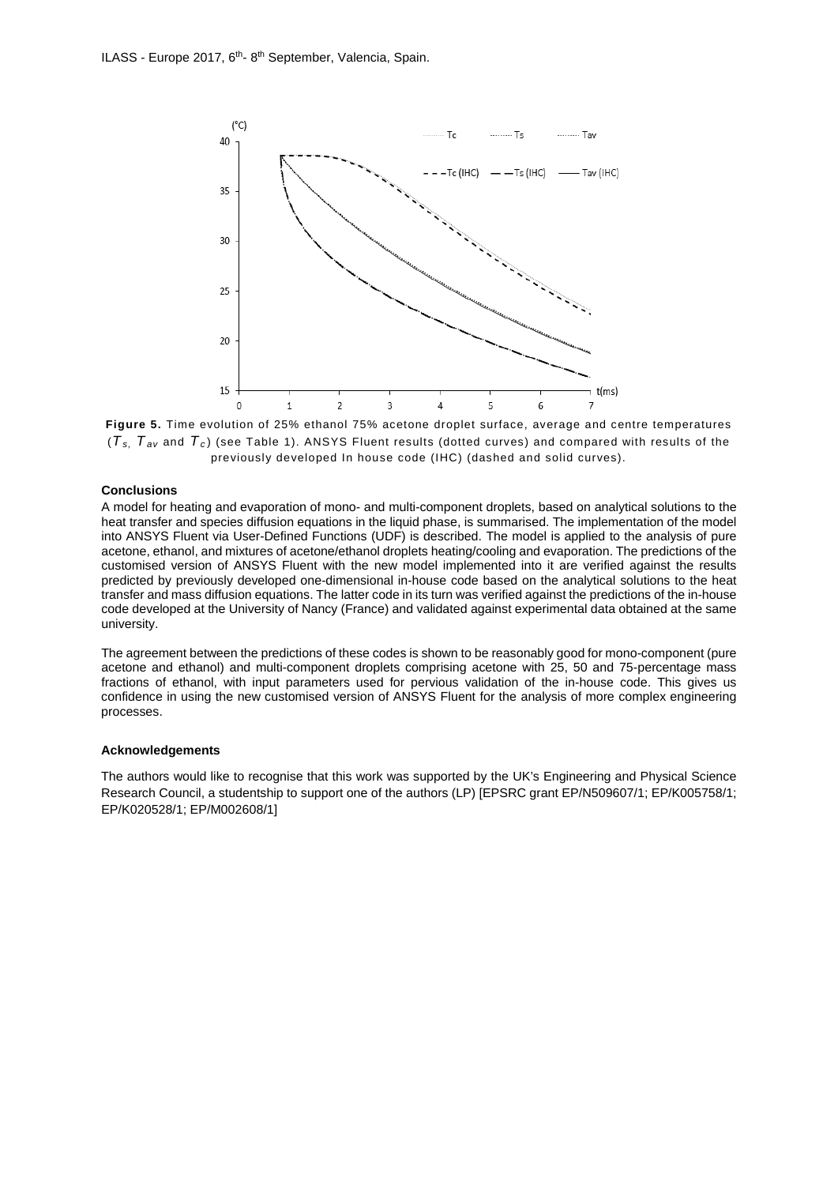**Figure 5.** Time evolution of 25% ethanol 75% acetone droplet surface, average and centre temperatures ($T_s$, $T_{av}$ and $T_c$) (see Table 1). ANSYS Fluent results (dotted curves) and compared with results of the previously developed In house code (IHC) (dashed and solid curves).

### Conclusions

A model for heating and evaporation of mono- and multi-component droplets, based on analytical solutions to the heat transfer and species diffusion equations in the liquid phase, is summarised. The implementation of the model into ANSYS Fluent via User-Defined Functions (UDF) is described. The model is applied to the analysis of pure acetone, ethanol, and mixtures of acetone/ethanol droplets heating/cooling and evaporation. The predictions of the customised version of ANSYS Fluent with the new model implemented into it are verified against the results predicted by previously developed one-dimensional in-house code based on the analytical solutions to the heat transfer and mass diffusion equations. The latter code in its turn was verified against the predictions of the in-house code developed at the University of Nancy (France) and validated against experimental data obtained at the same university.

The agreement between the predictions of these codes is shown to be reasonably good for mono-component (pure acetone and ethanol) and multi-component droplets comprising acetone with 25, 50 and 75-percentage mass fractions of ethanol, with input parameters used for pervious validation of the in-house code. This gives us confidence in using the new customised version of ANSYS Fluent for the analysis of more complex engineering processes.

### Acknowledgements

The authors would like to recognise that this work was supported by the UK's Engineering and Physical Science Research Council, a studentship to support one of the authors (LP) [EPSRC grant EP/N509607/1; EP/K005758/1; EP/K020528/1; EP/M002608/1]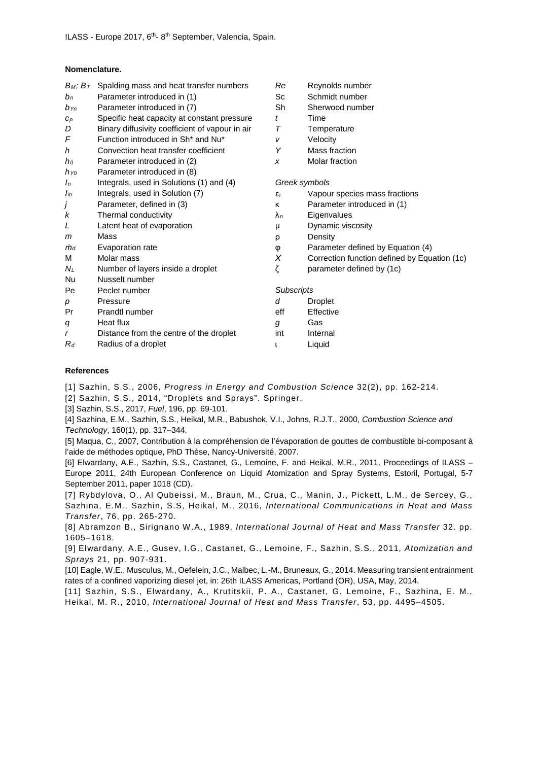**Nomenclature.**

| | |
|---|---|
| $B_M$; $B_T$ | Spalding mass and heat transfer numbers |
| $b_n$ | Parameter introduced in (1) |
| $b_{Yn}$ | Parameter introduced in (7) |
| $c_p$ | Specific heat capacity at constant pressure |
| $D$ | Binary diffusivity coefficient of vapour in air |
| $F$ | Function introduced in Sh* and Nu* |
| $h$ | Convection heat transfer coefficient |
| $h_0$ | Parameter introduced in (2) |
| $h_{Y0}$ | Parameter introduced in (8) |
| $I_n$ | Integrals, used in Solutions (1) and (4) |
| $I_{in}$ | Integrals, used in Solution (7) |
| $j$ | Parameter, defined in (3) |
| $k$ | Thermal conductivity |
| $L$ | Latent heat of evaporation |
| $m$ | Mass |
| $\dot{m}_d$ | Evaporation rate |
| M | Molar mass |
| $N_L$ | Number of layers inside a droplet |
| Nu | Nusselt number |
| Pe | Peclet number |
| $p$ | Pressure |
| Pr | Prandtl number |
| $q$ | Heat flux |
| $r$ | Distance from the centre of the droplet |
| $R_d$ | Radius of a droplet |
| $Re$ | Reynolds number |
| Sc | Schmidt number |
| Sh | Sherwood number |
| $t$ | Time |
| $T$ | Temperature |
| $v$ | Velocity |
| $Y$ | Mass fraction |
| $x$ | Molar fraction |

*Greek symbols*

| | |
|---|---|
| $\varepsilon_i$ | Vapour species mass fractions |
| $\kappa$ | Parameter introduced in (1) |
| $\lambda_n$ | Eigenvalues |
| $\mu$ | Dynamic viscosity |
| $\rho$ | Density |
| $\varphi$ | Parameter defined by Equation (4) |
| $X$ | Correction function defined by Equation (1c) |
| $\zeta$ | parameter defined by (1c) |

*Subscripts*

| | |
|---|---|
| $d$ | Droplet |
| eff | Effective |
| $g$ | Gas |
| int | Internal |
| $l$ | Liquid |

**References**

[1] Sazhin, S.S., 2006, *Progress in Energy and Combustion Science* 32(2), pp. 162-214.

[2] Sazhin, S.S., 2014, "Droplets and Sprays". Springer.

[3] Sazhin, S.S., 2017, *Fuel*, 196, pp. 69-101.

[4] Sazhina, E.M., Sazhin, S.S., Heikal, M.R., Babushok, V.I., Johns, R.J.T., 2000, *Combustion Science and Technology*, 160(1), pp. 317–344.

[5] Maqua, C., 2007, Contribution à la compréhension de l'évaporation de gouttes de combustible bi-composant à l'aide de méthodes optique, PhD Thèse, Nancy-Université, 2007.

[6] Elwardany, A.E., Sazhin, S.S., Castanet, G., Lemoine, F. and Heikal, M.R., 2011, Proceedings of ILASS – Europe 2011, 24th European Conference on Liquid Atomization and Spray Systems, Estoril, Portugal, 5-7 September 2011, paper 1018 (CD).

[7] Rybdylova, O., Al Qubeissi, M., Braun, M., Crua, C., Manin, J., Pickett, L.M., de Sercey, G., Sazhina, E.M., Sazhin, S.S, Heikal, M., 2016, *International Communications in Heat and Mass Transfer*, 76, pp. 265-270.

[8] Abramzon B., Sirignano W.A., 1989, *International Journal of Heat and Mass Transfer* 32. pp. 1605–1618.

[9] Elwardany, A.E., Gusev, I.G., Castanet, G., Lemoine, F., Sazhin, S.S., 2011, *Atomization and Sprays* 21, pp. 907-931.

[10] Eagle, W.E., Musculus, M., Oefelein, J.C., Malbec, L.-M., Bruneaux, G., 2014. Measuring transient entrainment rates of a confined vaporizing diesel jet, in: 26th ILASS Americas, Portland (OR), USA, May, 2014.

[11] Sazhin, S.S., Elwardany, A., Krutitskii, P. A., Castanet, G. Lemoine, F., Sazhina, E. M., Heikal, M. R., 2010, *International Journal of Heat and Mass Transfer*, 53, pp. 4495–4505.